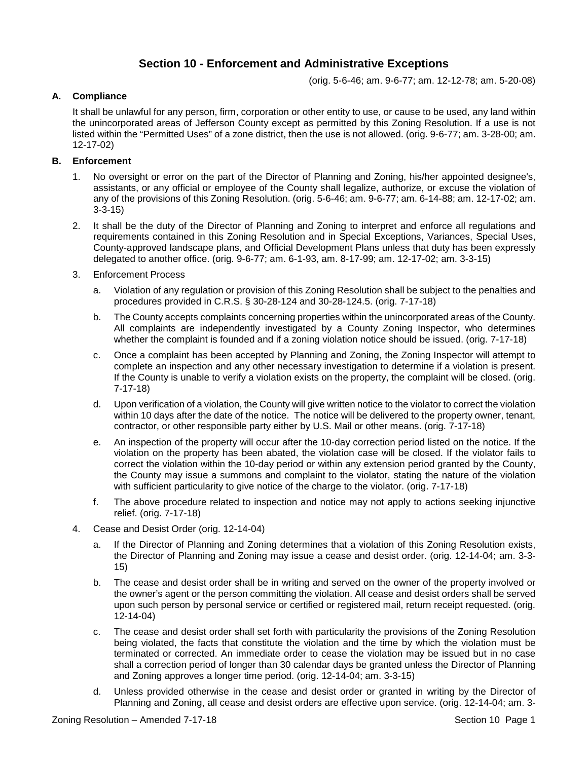# Section 10 - Enforcement and Administrative Exceptions

(orig. 5-6-46; am. 9-6-77; am. 12-12-78; am. 5-20-08)

### A. Compliance

It shall be unlawful for any person, firm, corporation or other entity to use, or cause to be used, any land within the unincorporated areas of Jefferson County except as permitted by this Zoning Resolution. If a use is not listed within the "Permitted Uses" of a zone district, then the use is not allowed. (orig. 9-6-77; am. 3-28-00; am. 12-17-02)

### B. Enforcement

1. No oversight or error on the part of the Director of Planning and Zoning, his/her appointed designee's, assistants, or any official or employee of the County shall legalize, authorize, or excuse the violation of any of the provisions of this Zoning Resolution. (orig. 5-6-46; am. 9-6-77; am. 6-14-88; am. 12-17-02; am. 3-3-15)
2. It shall be the duty of the Director of Planning and Zoning to interpret and enforce all regulations and requirements contained in this Zoning Resolution and in Special Exceptions, Variances, Special Uses, County-approved landscape plans, and Official Development Plans unless that duty has been expressly delegated to another office. (orig. 9-6-77; am. 6-1-93, am. 8-17-99; am. 12-17-02; am. 3-3-15)
3. Enforcement Process
   a. Violation of any regulation or provision of this Zoning Resolution shall be subject to the penalties and procedures provided in C.R.S. § 30-28-124 and 30-28-124.5. (orig. 7-17-18)
   b. The County accepts complaints concerning properties within the unincorporated areas of the County. All complaints are independently investigated by a County Zoning Inspector, who determines whether the complaint is founded and if a zoning violation notice should be issued. (orig. 7-17-18)
   c. Once a complaint has been accepted by Planning and Zoning, the Zoning Inspector will attempt to complete an inspection and any other necessary investigation to determine if a violation is present. If the County is unable to verify a violation exists on the property, the complaint will be closed. (orig. 7-17-18)
   d. Upon verification of a violation, the County will give written notice to the violator to correct the violation within 10 days after the date of the notice. The notice will be delivered to the property owner, tenant, contractor, or other responsible party either by U.S. Mail or other means. (orig. 7-17-18)
   e. An inspection of the property will occur after the 10-day correction period listed on the notice. If the violation on the property has been abated, the violation case will be closed. If the violator fails to correct the violation within the 10-day period or within any extension period granted by the County, the County may issue a summons and complaint to the violator, stating the nature of the violation with sufficient particularity to give notice of the charge to the violator. (orig. 7-17-18)
   f. The above procedure related to inspection and notice may not apply to actions seeking injunctive relief. (orig. 7-17-18)
4. Cease and Desist Order (orig. 12-14-04)
   a. If the Director of Planning and Zoning determines that a violation of this Zoning Resolution exists, the Director of Planning and Zoning may issue a cease and desist order. (orig. 12-14-04; am. 3-3-15)
   b. The cease and desist order shall be in writing and served on the owner of the property involved or the owner's agent or the person committing the violation. All cease and desist orders shall be served upon such person by personal service or certified or registered mail, return receipt requested. (orig. 12-14-04)
   c. The cease and desist order shall set forth with particularity the provisions of the Zoning Resolution being violated, the facts that constitute the violation and the time by which the violation must be terminated or corrected. An immediate order to cease the violation may be issued but in no case shall a correction period of longer than 30 calendar days be granted unless the Director of Planning and Zoning approves a longer time period. (orig. 12-14-04; am. 3-3-15)
   d. Unless provided otherwise in the cease and desist order or granted in writing by the Director of Planning and Zoning, all cease and desist orders are effective upon service. (orig. 12-14-04; am. 3-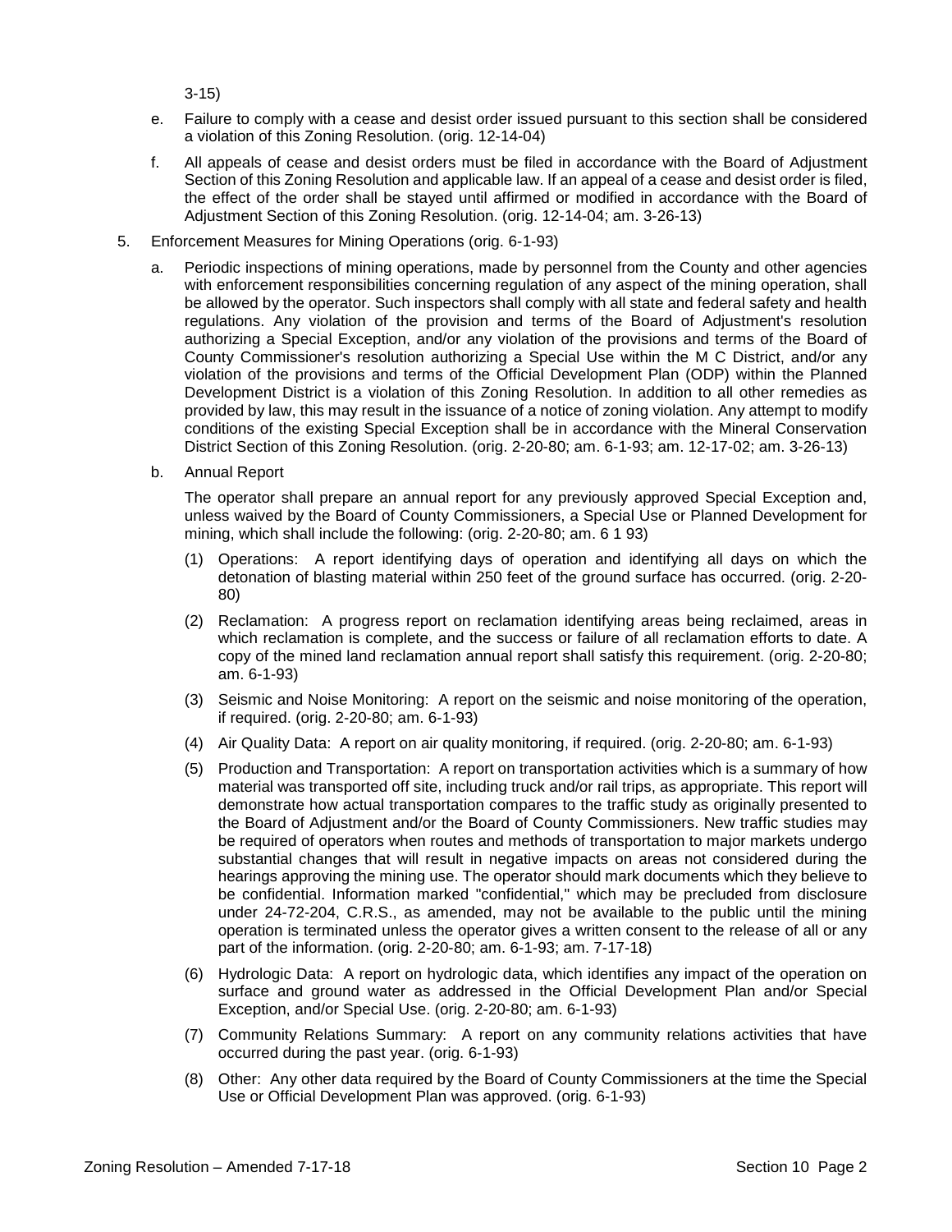3-15)

e. Failure to comply with a cease and desist order issued pursuant to this section shall be considered a violation of this Zoning Resolution. (orig. 12-14-04)

f. All appeals of cease and desist orders must be filed in accordance with the Board of Adjustment Section of this Zoning Resolution and applicable law. If an appeal of a cease and desist order is filed, the effect of the order shall be stayed until affirmed or modified in accordance with the Board of Adjustment Section of this Zoning Resolution. (orig. 12-14-04; am. 3-26-13)

5. Enforcement Measures for Mining Operations (orig. 6-1-93)

   a. Periodic inspections of mining operations, made by personnel from the County and other agencies with enforcement responsibilities concerning regulation of any aspect of the mining operation, shall be allowed by the operator. Such inspectors shall comply with all state and federal safety and health regulations. Any violation of the provision and terms of the Board of Adjustment's resolution authorizing a Special Exception, and/or any violation of the provisions and terms of the Board of County Commissioner's resolution authorizing a Special Use within the M C District, and/or any violation of the provisions and terms of the Official Development Plan (ODP) within the Planned Development District is a violation of this Zoning Resolution. In addition to all other remedies as provided by law, this may result in the issuance of a notice of zoning violation. Any attempt to modify conditions of the existing Special Exception shall be in accordance with the Mineral Conservation District Section of this Zoning Resolution. (orig. 2-20-80; am. 6-1-93; am. 12-17-02; am. 3-26-13)

   b. Annual Report

      The operator shall prepare an annual report for any previously approved Special Exception and, unless waived by the Board of County Commissioners, a Special Use or Planned Development for mining, which shall include the following: (orig. 2-20-80; am. 6 1 93)

      (1) Operations: A report identifying days of operation and identifying all days on which the detonation of blasting material within 250 feet of the ground surface has occurred. (orig. 2-20-80)

      (2) Reclamation: A progress report on reclamation identifying areas being reclaimed, areas in which reclamation is complete, and the success or failure of all reclamation efforts to date. A copy of the mined land reclamation annual report shall satisfy this requirement. (orig. 2-20-80; am. 6-1-93)

      (3) Seismic and Noise Monitoring: A report on the seismic and noise monitoring of the operation, if required. (orig. 2-20-80; am. 6-1-93)

      (4) Air Quality Data: A report on air quality monitoring, if required. (orig. 2-20-80; am. 6-1-93)

      (5) Production and Transportation: A report on transportation activities which is a summary of how material was transported off site, including truck and/or rail trips, as appropriate. This report will demonstrate how actual transportation compares to the traffic study as originally presented to the Board of Adjustment and/or the Board of County Commissioners. New traffic studies may be required of operators when routes and methods of transportation to major markets undergo substantial changes that will result in negative impacts on areas not considered during the hearings approving the mining use. The operator should mark documents which they believe to be confidential. Information marked "confidential," which may be precluded from disclosure under 24-72-204, C.R.S., as amended, may not be available to the public until the mining operation is terminated unless the operator gives a written consent to the release of all or any part of the information. (orig. 2-20-80; am. 6-1-93; am. 7-17-18)

      (6) Hydrologic Data: A report on hydrologic data, which identifies any impact of the operation on surface and ground water as addressed in the Official Development Plan and/or Special Exception, and/or Special Use. (orig. 2-20-80; am. 6-1-93)

      (7) Community Relations Summary: A report on any community relations activities that have occurred during the past year. (orig. 6-1-93)

      (8) Other: Any other data required by the Board of County Commissioners at the time the Special Use or Official Development Plan was approved. (orig. 6-1-93)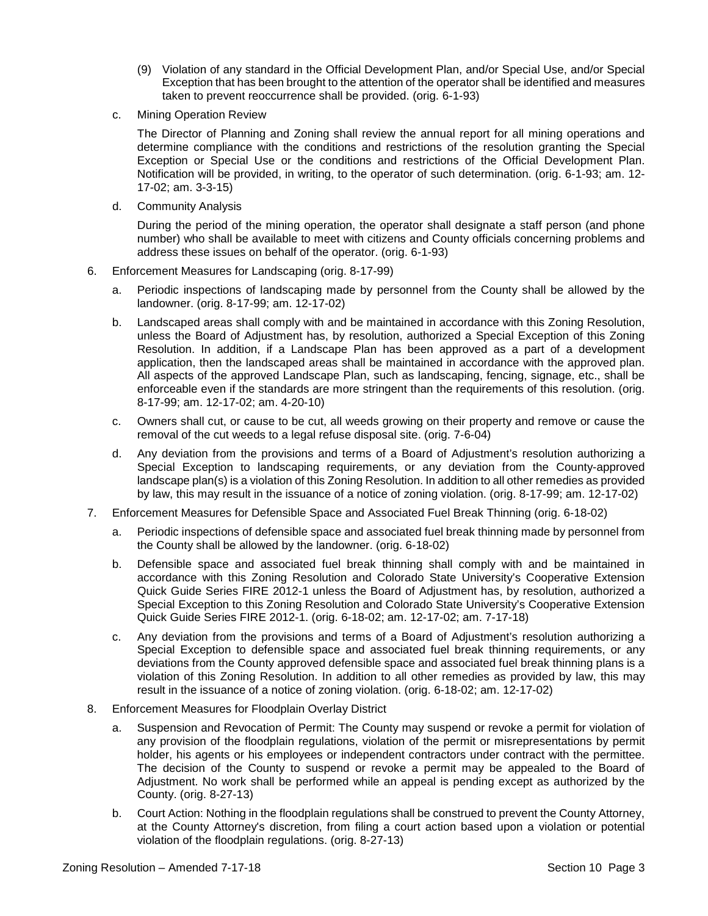(9) Violation of any standard in the Official Development Plan, and/or Special Use, and/or Special Exception that has been brought to the attention of the operator shall be identified and measures taken to prevent reoccurrence shall be provided. (orig. 6-1-93)

c. Mining Operation Review

The Director of Planning and Zoning shall review the annual report for all mining operations and determine compliance with the conditions and restrictions of the resolution granting the Special Exception or Special Use or the conditions and restrictions of the Official Development Plan. Notification will be provided, in writing, to the operator of such determination. (orig. 6-1-93; am. 12-17-02; am. 3-3-15)

d. Community Analysis

During the period of the mining operation, the operator shall designate a staff person (and phone number) who shall be available to meet with citizens and County officials concerning problems and address these issues on behalf of the operator. (orig. 6-1-93)

6. Enforcement Measures for Landscaping (orig. 8-17-99)

   a. Periodic inspections of landscaping made by personnel from the County shall be allowed by the landowner. (orig. 8-17-99; am. 12-17-02)

   b. Landscaped areas shall comply with and be maintained in accordance with this Zoning Resolution, unless the Board of Adjustment has, by resolution, authorized a Special Exception of this Zoning Resolution. In addition, if a Landscape Plan has been approved as a part of a development application, then the landscaped areas shall be maintained in accordance with the approved plan. All aspects of the approved Landscape Plan, such as landscaping, fencing, signage, etc., shall be enforceable even if the standards are more stringent than the requirements of this resolution. (orig. 8-17-99; am. 12-17-02; am. 4-20-10)

   c. Owners shall cut, or cause to be cut, all weeds growing on their property and remove or cause the removal of the cut weeds to a legal refuse disposal site. (orig. 7-6-04)

   d. Any deviation from the provisions and terms of a Board of Adjustment's resolution authorizing a Special Exception to landscaping requirements, or any deviation from the County-approved landscape plan(s) is a violation of this Zoning Resolution. In addition to all other remedies as provided by law, this may result in the issuance of a notice of zoning violation. (orig. 8-17-99; am. 12-17-02)

7. Enforcement Measures for Defensible Space and Associated Fuel Break Thinning (orig. 6-18-02)

   a. Periodic inspections of defensible space and associated fuel break thinning made by personnel from the County shall be allowed by the landowner. (orig. 6-18-02)

   b. Defensible space and associated fuel break thinning shall comply with and be maintained in accordance with this Zoning Resolution and Colorado State University's Cooperative Extension Quick Guide Series FIRE 2012-1 unless the Board of Adjustment has, by resolution, authorized a Special Exception to this Zoning Resolution and Colorado State University's Cooperative Extension Quick Guide Series FIRE 2012-1. (orig. 6-18-02; am. 12-17-02; am. 7-17-18)

   c. Any deviation from the provisions and terms of a Board of Adjustment's resolution authorizing a Special Exception to defensible space and associated fuel break thinning requirements, or any deviations from the County approved defensible space and associated fuel break thinning plans is a violation of this Zoning Resolution. In addition to all other remedies as provided by law, this may result in the issuance of a notice of zoning violation. (orig. 6-18-02; am. 12-17-02)

8. Enforcement Measures for Floodplain Overlay District

   a. Suspension and Revocation of Permit: The County may suspend or revoke a permit for violation of any provision of the floodplain regulations, violation of the permit or misrepresentations by permit holder, his agents or his employees or independent contractors under contract with the permittee. The decision of the County to suspend or revoke a permit may be appealed to the Board of Adjustment. No work shall be performed while an appeal is pending except as authorized by the County. (orig. 8-27-13)

   b. Court Action: Nothing in the floodplain regulations shall be construed to prevent the County Attorney, at the County Attorney's discretion, from filing a court action based upon a violation or potential violation of the floodplain regulations. (orig. 8-27-13)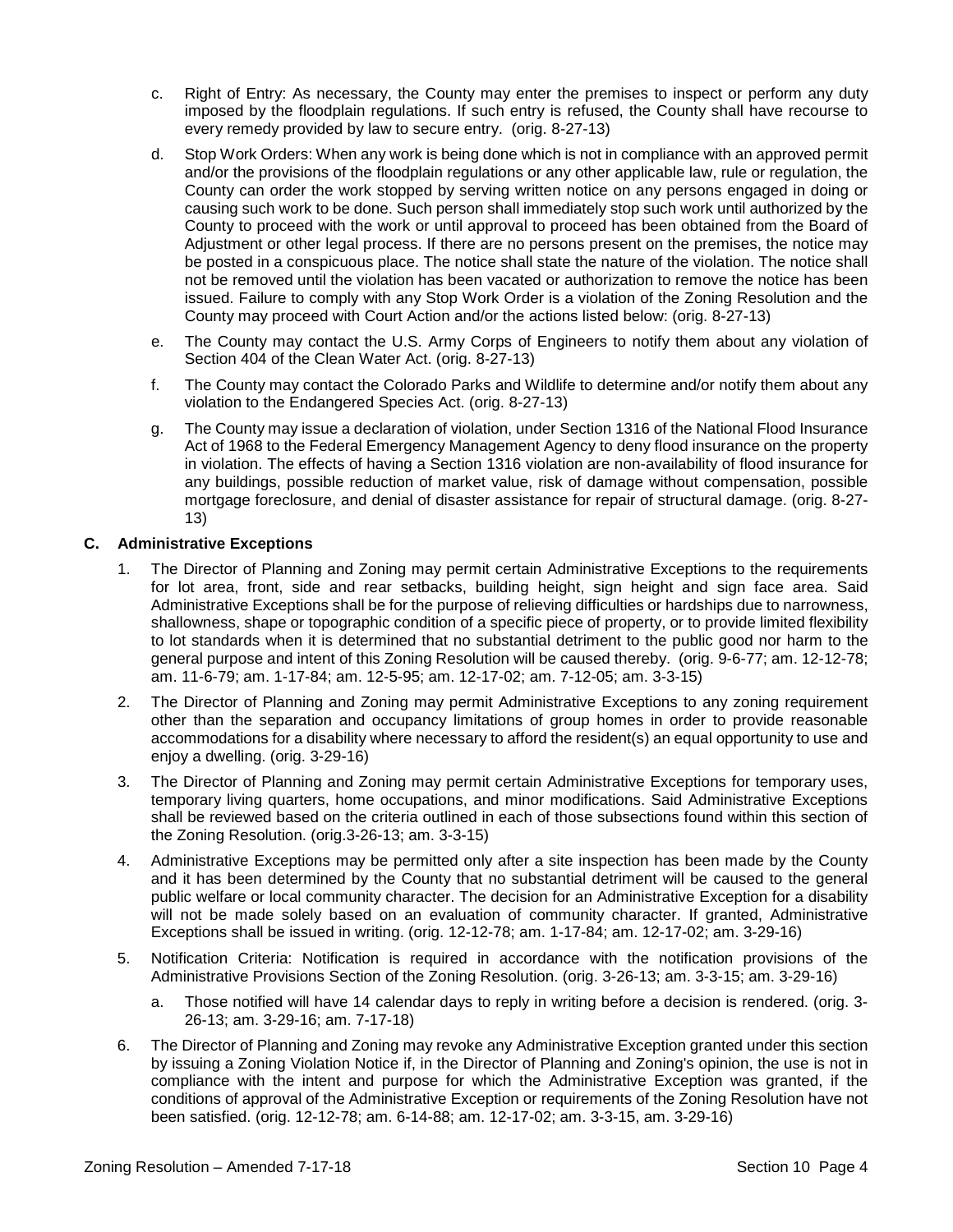c. Right of Entry: As necessary, the County may enter the premises to inspect or perform any duty imposed by the floodplain regulations. If such entry is refused, the County shall have recourse to every remedy provided by law to secure entry. (orig. 8-27-13)

d. Stop Work Orders: When any work is being done which is not in compliance with an approved permit and/or the provisions of the floodplain regulations or any other applicable law, rule or regulation, the County can order the work stopped by serving written notice on any persons engaged in doing or causing such work to be done. Such person shall immediately stop such work until authorized by the County to proceed with the work or until approval to proceed has been obtained from the Board of Adjustment or other legal process. If there are no persons present on the premises, the notice may be posted in a conspicuous place. The notice shall state the nature of the violation. The notice shall not be removed until the violation has been vacated or authorization to remove the notice has been issued. Failure to comply with any Stop Work Order is a violation of the Zoning Resolution and the County may proceed with Court Action and/or the actions listed below: (orig. 8-27-13)

e. The County may contact the U.S. Army Corps of Engineers to notify them about any violation of Section 404 of the Clean Water Act. (orig. 8-27-13)

f. The County may contact the Colorado Parks and Wildlife to determine and/or notify them about any violation to the Endangered Species Act. (orig. 8-27-13)

g. The County may issue a declaration of violation, under Section 1316 of the National Flood Insurance Act of 1968 to the Federal Emergency Management Agency to deny flood insurance on the property in violation. The effects of having a Section 1316 violation are non-availability of flood insurance for any buildings, possible reduction of market value, risk of damage without compensation, possible mortgage foreclosure, and denial of disaster assistance for repair of structural damage. (orig. 8-27-13)

**C. Administrative Exceptions**

1. The Director of Planning and Zoning may permit certain Administrative Exceptions to the requirements for lot area, front, side and rear setbacks, building height, sign height and sign face area. Said Administrative Exceptions shall be for the purpose of relieving difficulties or hardships due to narrowness, shallowness, shape or topographic condition of a specific piece of property, or to provide limited flexibility to lot standards when it is determined that no substantial detriment to the public good nor harm to the general purpose and intent of this Zoning Resolution will be caused thereby. (orig. 9-6-77; am. 12-12-78; am. 11-6-79; am. 1-17-84; am. 12-5-95; am. 12-17-02; am. 7-12-05; am. 3-3-15)

2. The Director of Planning and Zoning may permit Administrative Exceptions to any zoning requirement other than the separation and occupancy limitations of group homes in order to provide reasonable accommodations for a disability where necessary to afford the resident(s) an equal opportunity to use and enjoy a dwelling. (orig. 3-29-16)

3. The Director of Planning and Zoning may permit certain Administrative Exceptions for temporary uses, temporary living quarters, home occupations, and minor modifications. Said Administrative Exceptions shall be reviewed based on the criteria outlined in each of those subsections found within this section of the Zoning Resolution. (orig.3-26-13; am. 3-3-15)

4. Administrative Exceptions may be permitted only after a site inspection has been made by the County and it has been determined by the County that no substantial detriment will be caused to the general public welfare or local community character. The decision for an Administrative Exception for a disability will not be made solely based on an evaluation of community character. If granted, Administrative Exceptions shall be issued in writing. (orig. 12-12-78; am. 1-17-84; am. 12-17-02; am. 3-29-16)

5. Notification Criteria: Notification is required in accordance with the notification provisions of the Administrative Provisions Section of the Zoning Resolution. (orig. 3-26-13; am. 3-3-15; am. 3-29-16)

   a. Those notified will have 14 calendar days to reply in writing before a decision is rendered. (orig. 3-26-13; am. 3-29-16; am. 7-17-18)

6. The Director of Planning and Zoning may revoke any Administrative Exception granted under this section by issuing a Zoning Violation Notice if, in the Director of Planning and Zoning's opinion, the use is not in compliance with the intent and purpose for which the Administrative Exception was granted, if the conditions of approval of the Administrative Exception or requirements of the Zoning Resolution have not been satisfied. (orig. 12-12-78; am. 6-14-88; am. 12-17-02; am. 3-3-15, am. 3-29-16)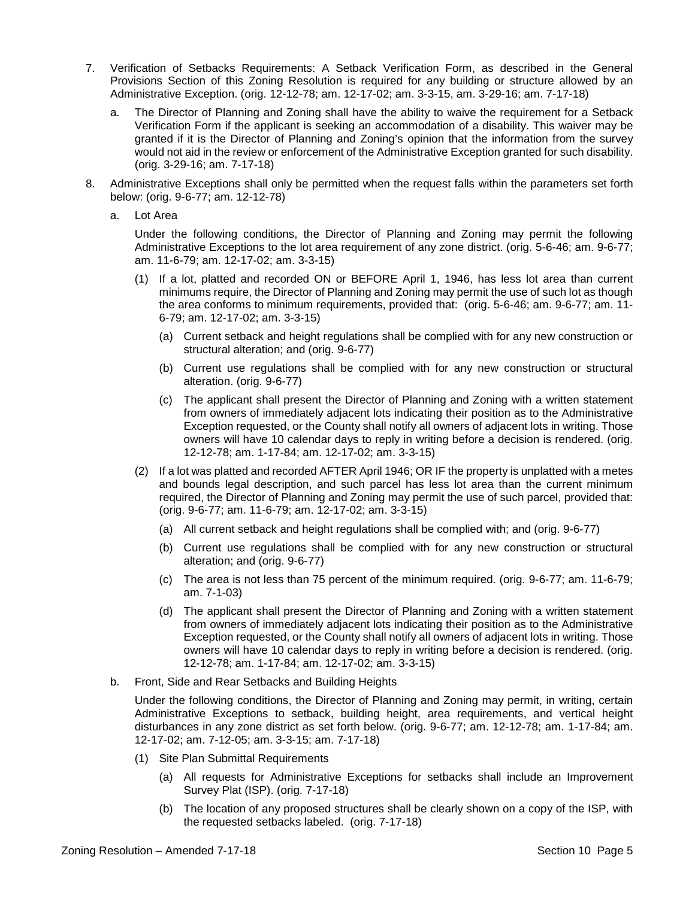7. Verification of Setbacks Requirements: A Setback Verification Form, as described in the General Provisions Section of this Zoning Resolution is required for any building or structure allowed by an Administrative Exception. (orig. 12-12-78; am. 12-17-02; am. 3-3-15, am. 3-29-16; am. 7-17-18)

   a. The Director of Planning and Zoning shall have the ability to waive the requirement for a Setback Verification Form if the applicant is seeking an accommodation of a disability. This waiver may be granted if it is the Director of Planning and Zoning's opinion that the information from the survey would not aid in the review or enforcement of the Administrative Exception granted for such disability. (orig. 3-29-16; am. 7-17-18)

8. Administrative Exceptions shall only be permitted when the request falls within the parameters set forth below: (orig. 9-6-77; am. 12-12-78)

   a. Lot Area

      Under the following conditions, the Director of Planning and Zoning may permit the following Administrative Exceptions to the lot area requirement of any zone district. (orig. 5-6-46; am. 9-6-77; am. 11-6-79; am. 12-17-02; am. 3-3-15)

      (1) If a lot, platted and recorded ON or BEFORE April 1, 1946, has less lot area than current minimums require, the Director of Planning and Zoning may permit the use of such lot as though the area conforms to minimum requirements, provided that: (orig. 5-6-46; am. 9-6-77; am. 11-6-79; am. 12-17-02; am. 3-3-15)

         (a) Current setback and height regulations shall be complied with for any new construction or structural alteration; and (orig. 9-6-77)

         (b) Current use regulations shall be complied with for any new construction or structural alteration. (orig. 9-6-77)

         (c) The applicant shall present the Director of Planning and Zoning with a written statement from owners of immediately adjacent lots indicating their position as to the Administrative Exception requested, or the County shall notify all owners of adjacent lots in writing. Those owners will have 10 calendar days to reply in writing before a decision is rendered. (orig. 12-12-78; am. 1-17-84; am. 12-17-02; am. 3-3-15)

      (2) If a lot was platted and recorded AFTER April 1946; OR IF the property is unplatted with a metes and bounds legal description, and such parcel has less lot area than the current minimum required, the Director of Planning and Zoning may permit the use of such parcel, provided that: (orig. 9-6-77; am. 11-6-79; am. 12-17-02; am. 3-3-15)

         (a) All current setback and height regulations shall be complied with; and (orig. 9-6-77)

         (b) Current use regulations shall be complied with for any new construction or structural alteration; and (orig. 9-6-77)

         (c) The area is not less than 75 percent of the minimum required. (orig. 9-6-77; am. 11-6-79; am. 7-1-03)

         (d) The applicant shall present the Director of Planning and Zoning with a written statement from owners of immediately adjacent lots indicating their position as to the Administrative Exception requested, or the County shall notify all owners of adjacent lots in writing. Those owners will have 10 calendar days to reply in writing before a decision is rendered. (orig. 12-12-78; am. 1-17-84; am. 12-17-02; am. 3-3-15)

   b. Front, Side and Rear Setbacks and Building Heights

      Under the following conditions, the Director of Planning and Zoning may permit, in writing, certain Administrative Exceptions to setback, building height, area requirements, and vertical height disturbances in any zone district as set forth below. (orig. 9-6-77; am. 12-12-78; am. 1-17-84; am. 12-17-02; am. 7-12-05; am. 3-3-15; am. 7-17-18)

      (1) Site Plan Submittal Requirements

         (a) All requests for Administrative Exceptions for setbacks shall include an Improvement Survey Plat (ISP). (orig. 7-17-18)

         (b) The location of any proposed structures shall be clearly shown on a copy of the ISP, with the requested setbacks labeled. (orig. 7-17-18)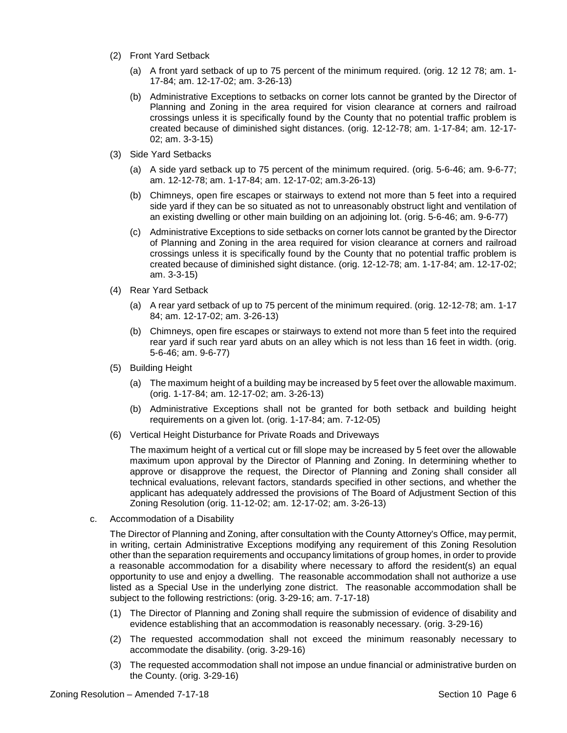(2) Front Yard Setback

(a) A front yard setback of up to 75 percent of the minimum required. (orig. 12 12 78; am. 1-17-84; am. 12-17-02; am. 3-26-13)

(b) Administrative Exceptions to setbacks on corner lots cannot be granted by the Director of Planning and Zoning in the area required for vision clearance at corners and railroad crossings unless it is specifically found by the County that no potential traffic problem is created because of diminished sight distances. (orig. 12-12-78; am. 1-17-84; am. 12-17-02; am. 3-3-15)

(3) Side Yard Setbacks

(a) A side yard setback up to 75 percent of the minimum required. (orig. 5-6-46; am. 9-6-77; am. 12-12-78; am. 1-17-84; am. 12-17-02; am.3-26-13)

(b) Chimneys, open fire escapes or stairways to extend not more than 5 feet into a required side yard if they can be so situated as not to unreasonably obstruct light and ventilation of an existing dwelling or other main building on an adjoining lot. (orig. 5-6-46; am. 9-6-77)

(c) Administrative Exceptions to side setbacks on corner lots cannot be granted by the Director of Planning and Zoning in the area required for vision clearance at corners and railroad crossings unless it is specifically found by the County that no potential traffic problem is created because of diminished sight distance. (orig. 12-12-78; am. 1-17-84; am. 12-17-02; am. 3-3-15)

(4) Rear Yard Setback

(a) A rear yard setback of up to 75 percent of the minimum required. (orig. 12-12-78; am. 1-17 84; am. 12-17-02; am. 3-26-13)

(b) Chimneys, open fire escapes or stairways to extend not more than 5 feet into the required rear yard if such rear yard abuts on an alley which is not less than 16 feet in width. (orig. 5-6-46; am. 9-6-77)

(5) Building Height

(a) The maximum height of a building may be increased by 5 feet over the allowable maximum. (orig. 1-17-84; am. 12-17-02; am. 3-26-13)

(b) Administrative Exceptions shall not be granted for both setback and building height requirements on a given lot. (orig. 1-17-84; am. 7-12-05)

(6) Vertical Height Disturbance for Private Roads and Driveways

The maximum height of a vertical cut or fill slope may be increased by 5 feet over the allowable maximum upon approval by the Director of Planning and Zoning. In determining whether to approve or disapprove the request, the Director of Planning and Zoning shall consider all technical evaluations, relevant factors, standards specified in other sections, and whether the applicant has adequately addressed the provisions of The Board of Adjustment Section of this Zoning Resolution (orig. 11-12-02; am. 12-17-02; am. 3-26-13)

c. Accommodation of a Disability

The Director of Planning and Zoning, after consultation with the County Attorney's Office, may permit, in writing, certain Administrative Exceptions modifying any requirement of this Zoning Resolution other than the separation requirements and occupancy limitations of group homes, in order to provide a reasonable accommodation for a disability where necessary to afford the resident(s) an equal opportunity to use and enjoy a dwelling. The reasonable accommodation shall not authorize a use listed as a Special Use in the underlying zone district. The reasonable accommodation shall be subject to the following restrictions: (orig. 3-29-16; am. 7-17-18)

(1) The Director of Planning and Zoning shall require the submission of evidence of disability and evidence establishing that an accommodation is reasonably necessary. (orig. 3-29-16)

(2) The requested accommodation shall not exceed the minimum reasonably necessary to accommodate the disability. (orig. 3-29-16)

(3) The requested accommodation shall not impose an undue financial or administrative burden on the County. (orig. 3-29-16)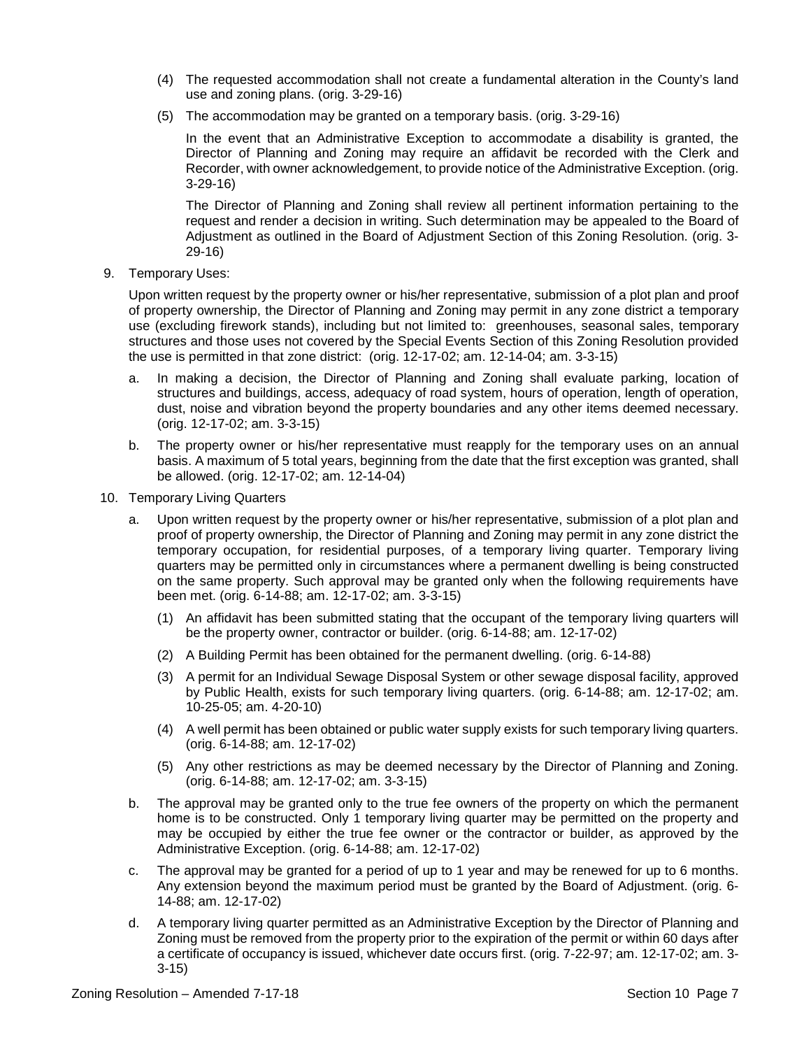(4) The requested accommodation shall not create a fundamental alteration in the County's land use and zoning plans. (orig. 3-29-16)

(5) The accommodation may be granted on a temporary basis. (orig. 3-29-16)

In the event that an Administrative Exception to accommodate a disability is granted, the Director of Planning and Zoning may require an affidavit be recorded with the Clerk and Recorder, with owner acknowledgement, to provide notice of the Administrative Exception. (orig. 3-29-16)

The Director of Planning and Zoning shall review all pertinent information pertaining to the request and render a decision in writing. Such determination may be appealed to the Board of Adjustment as outlined in the Board of Adjustment Section of this Zoning Resolution. (orig. 3-29-16)

9. Temporary Uses:

Upon written request by the property owner or his/her representative, submission of a plot plan and proof of property ownership, the Director of Planning and Zoning may permit in any zone district a temporary use (excluding firework stands), including but not limited to: greenhouses, seasonal sales, temporary structures and those uses not covered by the Special Events Section of this Zoning Resolution provided the use is permitted in that zone district: (orig. 12-17-02; am. 12-14-04; am. 3-3-15)

a. In making a decision, the Director of Planning and Zoning shall evaluate parking, location of structures and buildings, access, adequacy of road system, hours of operation, length of operation, dust, noise and vibration beyond the property boundaries and any other items deemed necessary. (orig. 12-17-02; am. 3-3-15)

b. The property owner or his/her representative must reapply for the temporary uses on an annual basis. A maximum of 5 total years, beginning from the date that the first exception was granted, shall be allowed. (orig. 12-17-02; am. 12-14-04)

10. Temporary Living Quarters

a. Upon written request by the property owner or his/her representative, submission of a plot plan and proof of property ownership, the Director of Planning and Zoning may permit in any zone district the temporary occupation, for residential purposes, of a temporary living quarter. Temporary living quarters may be permitted only in circumstances where a permanent dwelling is being constructed on the same property. Such approval may be granted only when the following requirements have been met. (orig. 6-14-88; am. 12-17-02; am. 3-3-15)

(1) An affidavit has been submitted stating that the occupant of the temporary living quarters will be the property owner, contractor or builder. (orig. 6-14-88; am. 12-17-02)

(2) A Building Permit has been obtained for the permanent dwelling. (orig. 6-14-88)

(3) A permit for an Individual Sewage Disposal System or other sewage disposal facility, approved by Public Health, exists for such temporary living quarters. (orig. 6-14-88; am. 12-17-02; am. 10-25-05; am. 4-20-10)

(4) A well permit has been obtained or public water supply exists for such temporary living quarters. (orig. 6-14-88; am. 12-17-02)

(5) Any other restrictions as may be deemed necessary by the Director of Planning and Zoning. (orig. 6-14-88; am. 12-17-02; am. 3-3-15)

b. The approval may be granted only to the true fee owners of the property on which the permanent home is to be constructed. Only 1 temporary living quarter may be permitted on the property and may be occupied by either the true fee owner or the contractor or builder, as approved by the Administrative Exception. (orig. 6-14-88; am. 12-17-02)

c. The approval may be granted for a period of up to 1 year and may be renewed for up to 6 months. Any extension beyond the maximum period must be granted by the Board of Adjustment. (orig. 6-14-88; am. 12-17-02)

d. A temporary living quarter permitted as an Administrative Exception by the Director of Planning and Zoning must be removed from the property prior to the expiration of the permit or within 60 days after a certificate of occupancy is issued, whichever date occurs first. (orig. 7-22-97; am. 12-17-02; am. 3-3-15)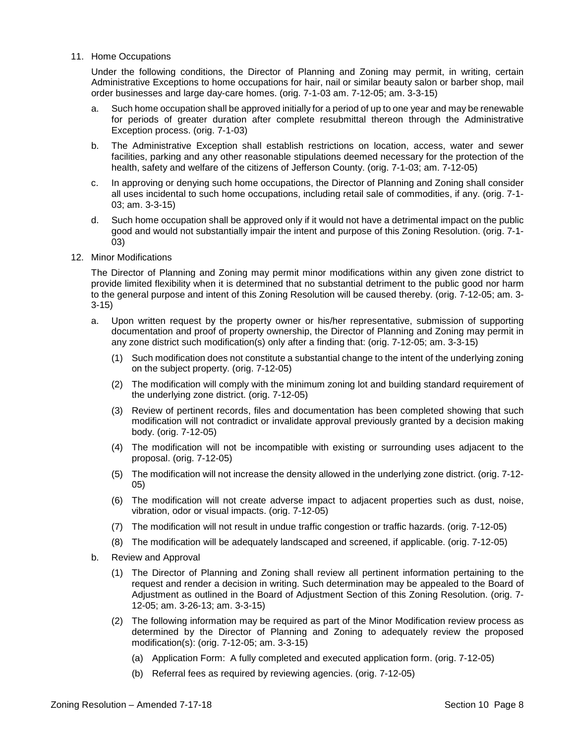11. Home Occupations

    Under the following conditions, the Director of Planning and Zoning may permit, in writing, certain Administrative Exceptions to home occupations for hair, nail or similar beauty salon or barber shop, mail order businesses and large day-care homes. (orig. 7-1-03 am. 7-12-05; am. 3-3-15)

    a. Such home occupation shall be approved initially for a period of up to one year and may be renewable for periods of greater duration after complete resubmittal thereon through the Administrative Exception process. (orig. 7-1-03)

    b. The Administrative Exception shall establish restrictions on location, access, water and sewer facilities, parking and any other reasonable stipulations deemed necessary for the protection of the health, safety and welfare of the citizens of Jefferson County. (orig. 7-1-03; am. 7-12-05)

    c. In approving or denying such home occupations, the Director of Planning and Zoning shall consider all uses incidental to such home occupations, including retail sale of commodities, if any. (orig. 7-1-03; am. 3-3-15)

    d. Such home occupation shall be approved only if it would not have a detrimental impact on the public good and would not substantially impair the intent and purpose of this Zoning Resolution. (orig. 7-1-03)

12. Minor Modifications

    The Director of Planning and Zoning may permit minor modifications within any given zone district to provide limited flexibility when it is determined that no substantial detriment to the public good nor harm to the general purpose and intent of this Zoning Resolution will be caused thereby. (orig. 7-12-05; am. 3-3-15)

    a. Upon written request by the property owner or his/her representative, submission of supporting documentation and proof of property ownership, the Director of Planning and Zoning may permit in any zone district such modification(s) only after a finding that: (orig. 7-12-05; am. 3-3-15)

        (1) Such modification does not constitute a substantial change to the intent of the underlying zoning on the subject property. (orig. 7-12-05)

        (2) The modification will comply with the minimum zoning lot and building standard requirement of the underlying zone district. (orig. 7-12-05)

        (3) Review of pertinent records, files and documentation has been completed showing that such modification will not contradict or invalidate approval previously granted by a decision making body. (orig. 7-12-05)

        (4) The modification will not be incompatible with existing or surrounding uses adjacent to the proposal. (orig. 7-12-05)

        (5) The modification will not increase the density allowed in the underlying zone district. (orig. 7-12-05)

        (6) The modification will not create adverse impact to adjacent properties such as dust, noise, vibration, odor or visual impacts. (orig. 7-12-05)

        (7) The modification will not result in undue traffic congestion or traffic hazards. (orig. 7-12-05)

        (8) The modification will be adequately landscaped and screened, if applicable. (orig. 7-12-05)

    b. Review and Approval

        (1) The Director of Planning and Zoning shall review all pertinent information pertaining to the request and render a decision in writing. Such determination may be appealed to the Board of Adjustment as outlined in the Board of Adjustment Section of this Zoning Resolution. (orig. 7-12-05; am. 3-26-13; am. 3-3-15)

        (2) The following information may be required as part of the Minor Modification review process as determined by the Director of Planning and Zoning to adequately review the proposed modification(s): (orig. 7-12-05; am. 3-3-15)

            (a) Application Form: A fully completed and executed application form. (orig. 7-12-05)

            (b) Referral fees as required by reviewing agencies. (orig. 7-12-05)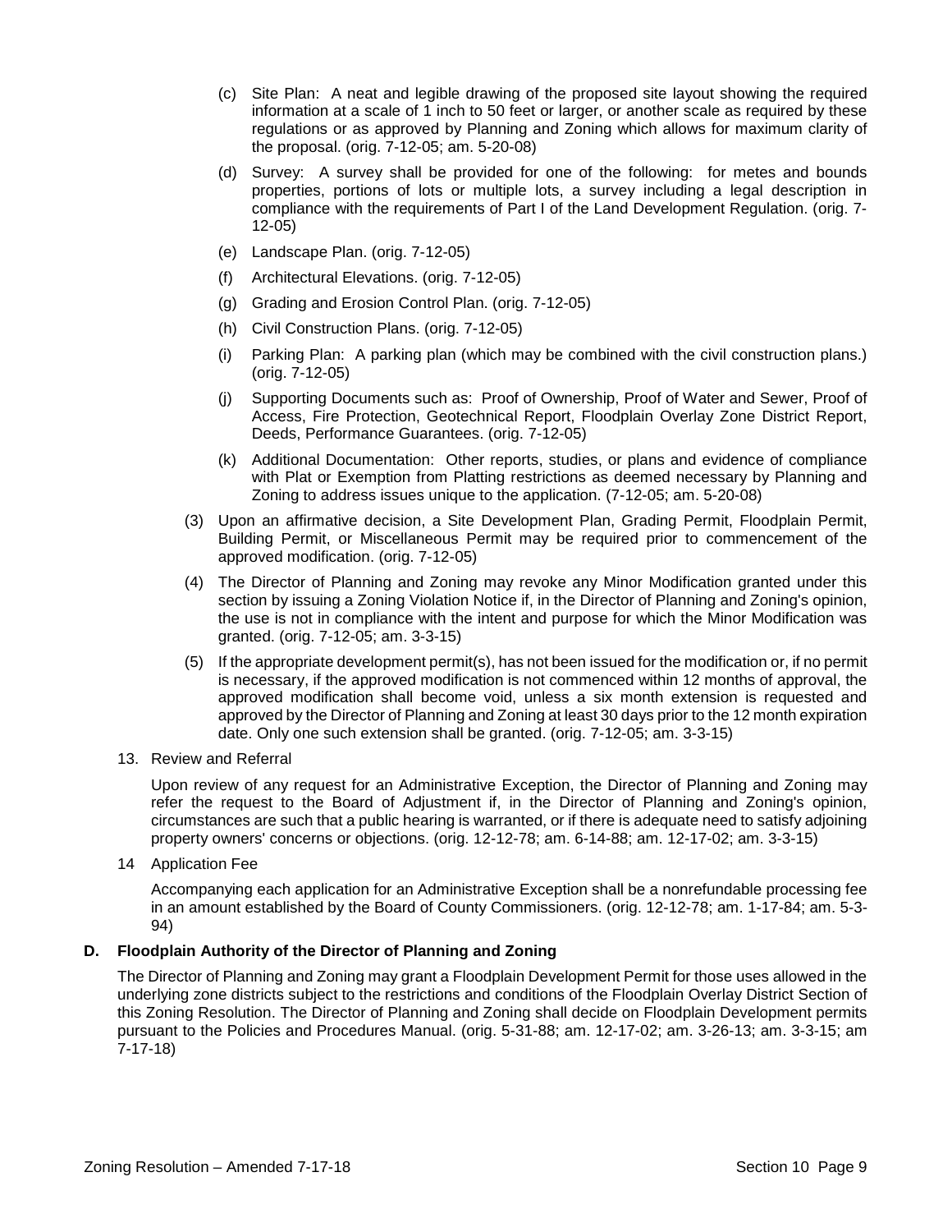(c) Site Plan: A neat and legible drawing of the proposed site layout showing the required information at a scale of 1 inch to 50 feet or larger, or another scale as required by these regulations or as approved by Planning and Zoning which allows for maximum clarity of the proposal. (orig. 7-12-05; am. 5-20-08)

(d) Survey: A survey shall be provided for one of the following: for metes and bounds properties, portions of lots or multiple lots, a survey including a legal description in compliance with the requirements of Part I of the Land Development Regulation. (orig. 7-12-05)

(e) Landscape Plan. (orig. 7-12-05)

(f) Architectural Elevations. (orig. 7-12-05)

(g) Grading and Erosion Control Plan. (orig. 7-12-05)

(h) Civil Construction Plans. (orig. 7-12-05)

(i) Parking Plan: A parking plan (which may be combined with the civil construction plans.) (orig. 7-12-05)

(j) Supporting Documents such as: Proof of Ownership, Proof of Water and Sewer, Proof of Access, Fire Protection, Geotechnical Report, Floodplain Overlay Zone District Report, Deeds, Performance Guarantees. (orig. 7-12-05)

(k) Additional Documentation: Other reports, studies, or plans and evidence of compliance with Plat or Exemption from Platting restrictions as deemed necessary by Planning and Zoning to address issues unique to the application. (7-12-05; am. 5-20-08)

(3) Upon an affirmative decision, a Site Development Plan, Grading Permit, Floodplain Permit, Building Permit, or Miscellaneous Permit may be required prior to commencement of the approved modification. (orig. 7-12-05)

(4) The Director of Planning and Zoning may revoke any Minor Modification granted under this section by issuing a Zoning Violation Notice if, in the Director of Planning and Zoning's opinion, the use is not in compliance with the intent and purpose for which the Minor Modification was granted. (orig. 7-12-05; am. 3-3-15)

(5) If the appropriate development permit(s), has not been issued for the modification or, if no permit is necessary, if the approved modification is not commenced within 12 months of approval, the approved modification shall become void, unless a six month extension is requested and approved by the Director of Planning and Zoning at least 30 days prior to the 12 month expiration date. Only one such extension shall be granted. (orig. 7-12-05; am. 3-3-15)

13. Review and Referral

Upon review of any request for an Administrative Exception, the Director of Planning and Zoning may refer the request to the Board of Adjustment if, in the Director of Planning and Zoning's opinion, circumstances are such that a public hearing is warranted, or if there is adequate need to satisfy adjoining property owners' concerns or objections. (orig. 12-12-78; am. 6-14-88; am. 12-17-02; am. 3-3-15)

14 Application Fee

Accompanying each application for an Administrative Exception shall be a nonrefundable processing fee in an amount established by the Board of County Commissioners. (orig. 12-12-78; am. 1-17-84; am. 5-3-94)

**D. Floodplain Authority of the Director of Planning and Zoning**

The Director of Planning and Zoning may grant a Floodplain Development Permit for those uses allowed in the underlying zone districts subject to the restrictions and conditions of the Floodplain Overlay District Section of this Zoning Resolution. The Director of Planning and Zoning shall decide on Floodplain Development permits pursuant to the Policies and Procedures Manual. (orig. 5-31-88; am. 12-17-02; am. 3-26-13; am. 3-3-15; am 7-17-18)